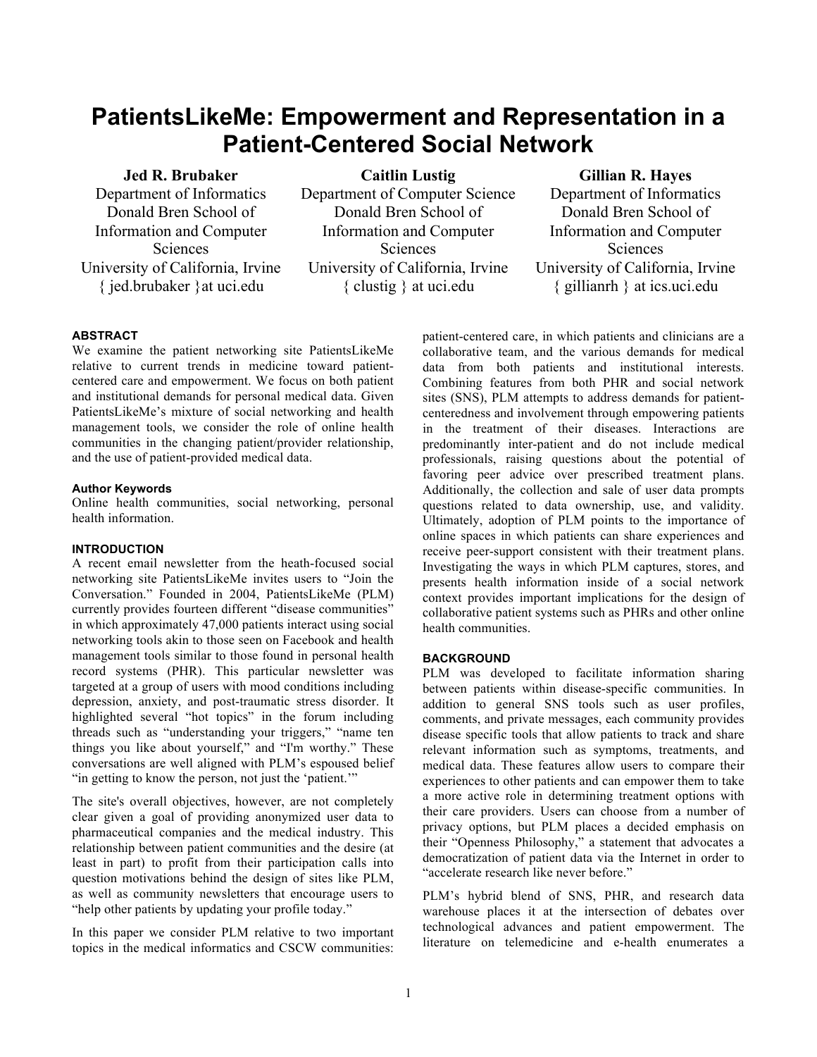# PatientsLikeMe: Empowerment and Representation in a Patient-Centered Social Network

**Jed R. Brubaker**
Department of Informatics
Donald Bren School of Information and Computer Sciences
University of California, Irvine
{ jed.brubaker }at uci.edu

**Caitlin Lustig**
Department of Computer Science
Donald Bren School of Information and Computer Sciences
University of California, Irvine
{ clustig } at uci.edu

**Gillian R. Hayes**
Department of Informatics
Donald Bren School of Information and Computer Sciences
University of California, Irvine
{ gillianrh } at ics.uci.edu

## ABSTRACT

We examine the patient networking site PatientsLikeMe relative to current trends in medicine toward patient-centered care and empowerment. We focus on both patient and institutional demands for personal medical data. Given PatientsLikeMe's mixture of social networking and health management tools, we consider the role of online health communities in the changing patient/provider relationship, and the use of patient-provided medical data.

### Author Keywords

Online health communities, social networking, personal health information.

## INTRODUCTION

A recent email newsletter from the heath-focused social networking site PatientsLikeMe invites users to "Join the Conversation." Founded in 2004, PatientsLikeMe (PLM) currently provides fourteen different "disease communities" in which approximately 47,000 patients interact using social networking tools akin to those seen on Facebook and health management tools similar to those found in personal health record systems (PHR). This particular newsletter was targeted at a group of users with mood conditions including depression, anxiety, and post-traumatic stress disorder. It highlighted several "hot topics" in the forum including threads such as "understanding your triggers," "name ten things you like about yourself," and "I'm worthy." These conversations are well aligned with PLM's espoused belief "in getting to know the person, not just the 'patient.'"

The site's overall objectives, however, are not completely clear given a goal of providing anonymized user data to pharmaceutical companies and the medical industry. This relationship between patient communities and the desire (at least in part) to profit from their participation calls into question motivations behind the design of sites like PLM, as well as community newsletters that encourage users to "help other patients by updating your profile today."

In this paper we consider PLM relative to two important topics in the medical informatics and CSCW communities: patient-centered care, in which patients and clinicians are a collaborative team, and the various demands for medical data from both patients and institutional interests. Combining features from both PHR and social network sites (SNS), PLM attempts to address demands for patient-centeredness and involvement through empowering patients in the treatment of their diseases. Interactions are predominantly inter-patient and do not include medical professionals, raising questions about the potential of favoring peer advice over prescribed treatment plans. Additionally, the collection and sale of user data prompts questions related to data ownership, use, and validity. Ultimately, adoption of PLM points to the importance of online spaces in which patients can share experiences and receive peer-support consistent with their treatment plans. Investigating the ways in which PLM captures, stores, and presents health information inside of a social network context provides important implications for the design of collaborative patient systems such as PHRs and other online health communities.

## BACKGROUND

PLM was developed to facilitate information sharing between patients within disease-specific communities. In addition to general SNS tools such as user profiles, comments, and private messages, each community provides disease specific tools that allow patients to track and share relevant information such as symptoms, treatments, and medical data. These features allow users to compare their experiences to other patients and can empower them to take a more active role in determining treatment options with their care providers. Users can choose from a number of privacy options, but PLM places a decided emphasis on their "Openness Philosophy," a statement that advocates a democratization of patient data via the Internet in order to "accelerate research like never before."

PLM's hybrid blend of SNS, PHR, and research data warehouse places it at the intersection of debates over technological advances and patient empowerment. The literature on telemedicine and e-health enumerates a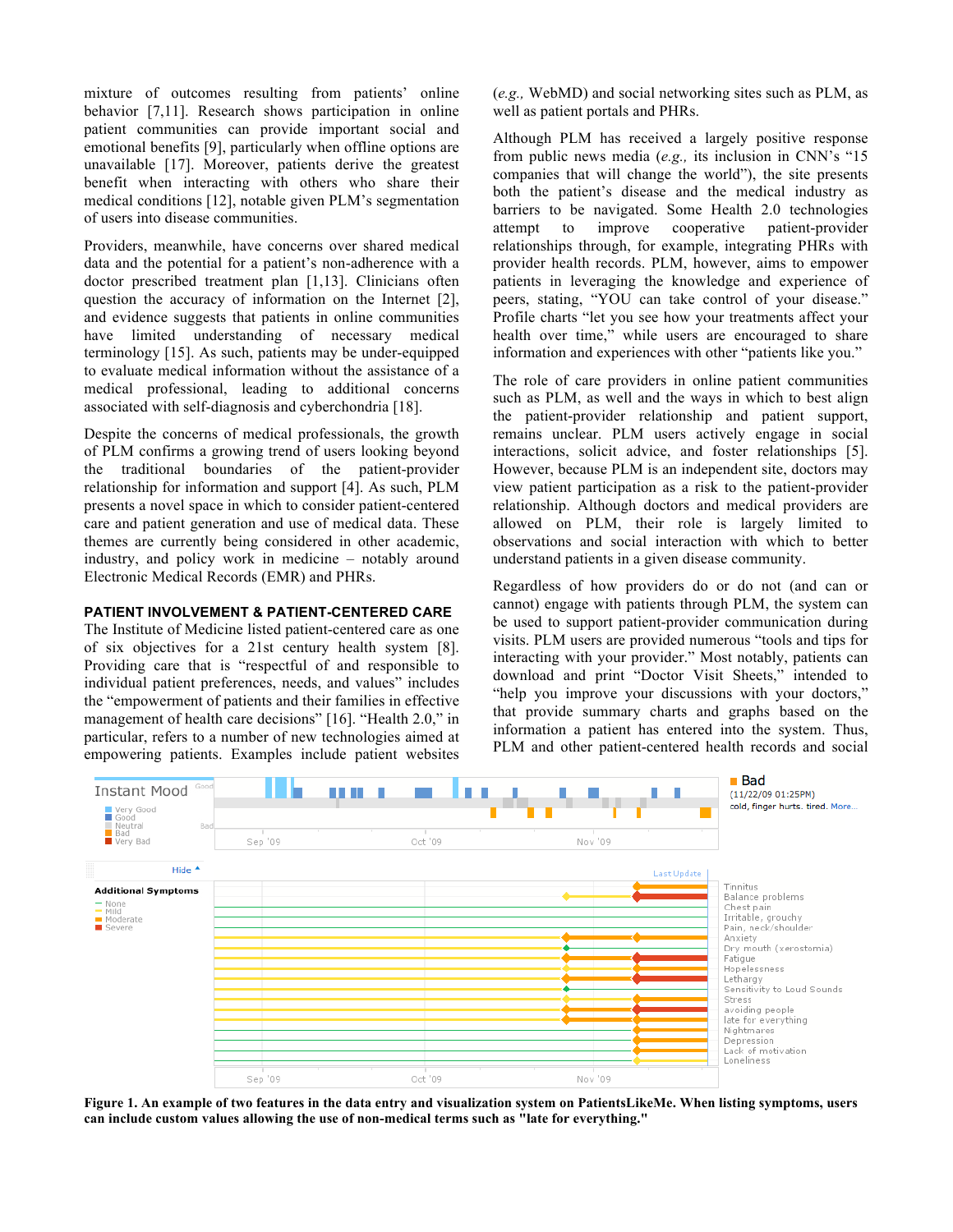mixture of outcomes resulting from patients' online behavior [7,11]. Research shows participation in online patient communities can provide important social and emotional benefits [9], particularly when offline options are unavailable [17]. Moreover, patients derive the greatest benefit when interacting with others who share their medical conditions [12], notable given PLM's segmentation of users into disease communities.

Providers, meanwhile, have concerns over shared medical data and the potential for a patient's non-adherence with a doctor prescribed treatment plan [1,13]. Clinicians often question the accuracy of information on the Internet [2], and evidence suggests that patients in online communities have limited understanding of necessary medical terminology [15]. As such, patients may be under-equipped to evaluate medical information without the assistance of a medical professional, leading to additional concerns associated with self-diagnosis and cyberchondria [18].

Despite the concerns of medical professionals, the growth of PLM confirms a growing trend of users looking beyond the traditional boundaries of the patient-provider relationship for information and support [4]. As such, PLM presents a novel space in which to consider patient-centered care and patient generation and use of medical data. These themes are currently being considered in other academic, industry, and policy work in medicine – notably around Electronic Medical Records (EMR) and PHRs.

## PATIENT INVOLVEMENT & PATIENT-CENTERED CARE

The Institute of Medicine listed patient-centered care as one of six objectives for a 21st century health system [8]. Providing care that is "respectful of and responsible to individual patient preferences, needs, and values" includes the "empowerment of patients and their families in effective management of health care decisions" [16]. "Health 2.0," in particular, refers to a number of new technologies aimed at empowering patients. Examples include patient websites (*e.g.,* WebMD) and social networking sites such as PLM, as well as patient portals and PHRs.

Although PLM has received a largely positive response from public news media (*e.g.,* its inclusion in CNN's "15 companies that will change the world"), the site presents both the patient's disease and the medical industry as barriers to be navigated. Some Health 2.0 technologies attempt to improve cooperative patient-provider relationships through, for example, integrating PHRs with provider health records. PLM, however, aims to empower patients in leveraging the knowledge and experience of peers, stating, "YOU can take control of your disease." Profile charts "let you see how your treatments affect your health over time," while users are encouraged to share information and experiences with other "patients like you."

The role of care providers in online patient communities such as PLM, as well as the ways in which to best align the patient-provider relationship and patient support, remains unclear. PLM users actively engage in social interactions, solicit advice, and foster relationships [5]. However, because PLM is an independent site, doctors may view patient participation as a risk to the patient-provider relationship. Although doctors and medical providers are allowed on PLM, their role is largely limited to observations and social interaction with which to better understand patients in a given disease community.

Regardless of how providers do or do not (and can or cannot) engage with patients through PLM, the system can be used to support patient-provider communication during visits. PLM users are provided numerous "tools and tips for interacting with your provider." Most notably, patients can download and print "Doctor Visit Sheets," intended to "help you improve your discussions with your doctors," that provide summary charts and graphs based on the information a patient has entered into the system. Thus, PLM and other patient-centered health records and social

**Figure 1. An example of two features in the data entry and visualization system on PatientsLikeMe. When listing symptoms, users can include custom values allowing the use of non-medical terms such as "late for everything."**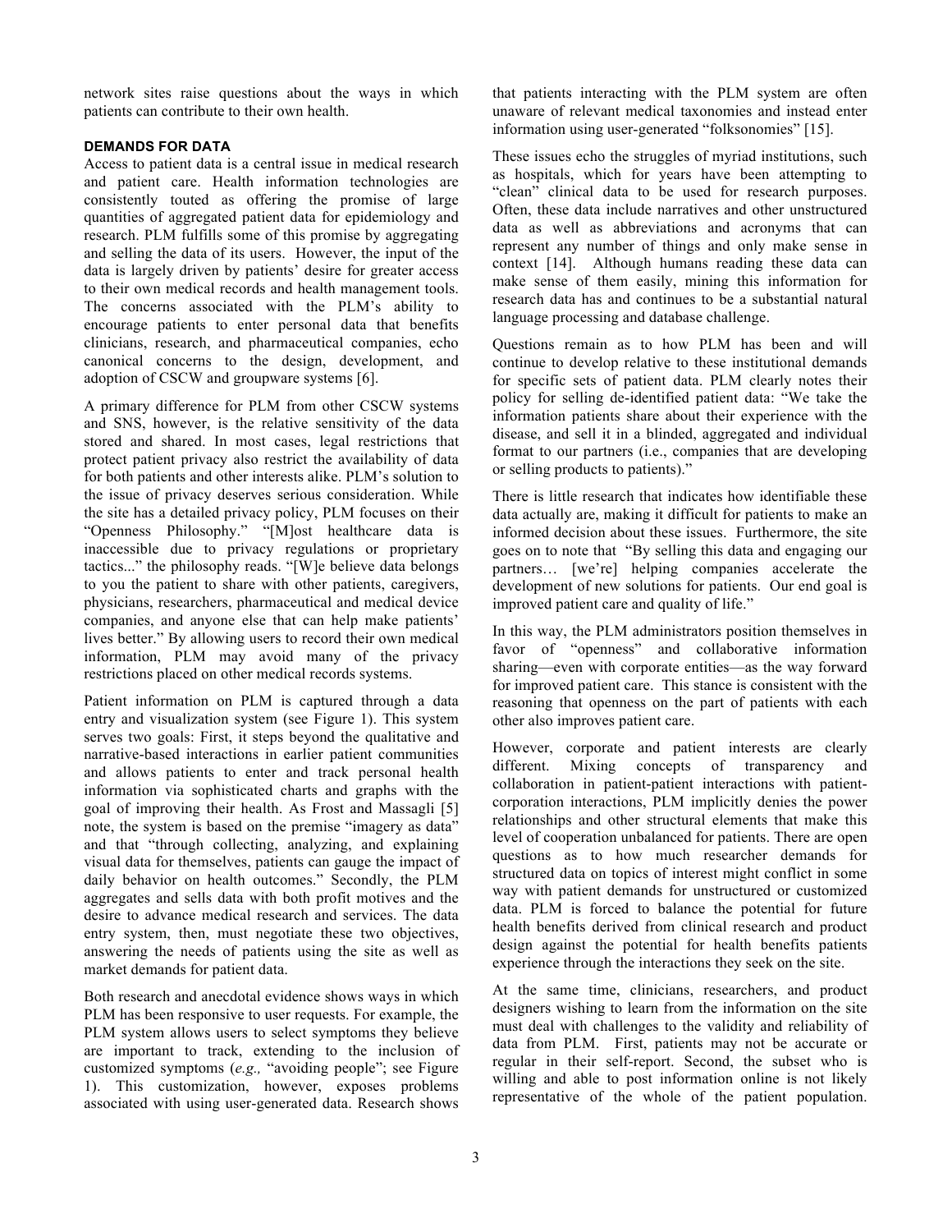network sites raise questions about the ways in which patients can contribute to their own health.

## DEMANDS FOR DATA

Access to patient data is a central issue in medical research and patient care. Health information technologies are consistently touted as offering the promise of large quantities of aggregated patient data for epidemiology and research. PLM fulfills some of this promise by aggregating and selling the data of its users. However, the input of the data is largely driven by patients' desire for greater access to their own medical records and health management tools. The concerns associated with the PLM's ability to encourage patients to enter personal data that benefits clinicians, research, and pharmaceutical companies, echo canonical concerns to the design, development, and adoption of CSCW and groupware systems [6].

A primary difference for PLM from other CSCW systems and SNS, however, is the relative sensitivity of the data stored and shared. In most cases, legal restrictions that protect patient privacy also restrict the availability of data for both patients and other interests alike. PLM's solution to the issue of privacy deserves serious consideration. While the site has a detailed privacy policy, PLM focuses on their "Openness Philosophy." "[M]ost healthcare data is inaccessible due to privacy regulations or proprietary tactics..." the philosophy reads. "[W]e believe data belongs to you the patient to share with other patients, caregivers, physicians, researchers, pharmaceutical and medical device companies, and anyone else that can help make patients' lives better." By allowing users to record their own medical information, PLM may avoid many of the privacy restrictions placed on other medical records systems.

Patient information on PLM is captured through a data entry and visualization system (see Figure 1). This system serves two goals: First, it steps beyond the qualitative and narrative-based interactions in earlier patient communities and allows patients to enter and track personal health information via sophisticated charts and graphs with the goal of improving their health. As Frost and Massagli [5] note, the system is based on the premise "imagery as data" and that "through collecting, analyzing, and explaining visual data for themselves, patients can gauge the impact of daily behavior on health outcomes." Secondly, the PLM aggregates and sells data with both profit motives and the desire to advance medical research and services. The data entry system, then, must negotiate these two objectives, answering the needs of patients using the site as well as market demands for patient data.

Both research and anecdotal evidence shows ways in which PLM has been responsive to user requests. For example, the PLM system allows users to select symptoms they believe are important to track, extending to the inclusion of customized symptoms (*e.g.,* "avoiding people"; see Figure 1). This customization, however, exposes problems associated with using user-generated data. Research shows that patients interacting with the PLM system are often unaware of relevant medical taxonomies and instead enter information using user-generated "folksonomies" [15].

These issues echo the struggles of myriad institutions, such as hospitals, which for years have been attempting to "clean" clinical data to be used for research purposes. Often, these data include narratives and other unstructured data as well as abbreviations and acronyms that can represent any number of things and only make sense in context [14]. Although humans reading these data can make sense of them easily, mining this information for research data has and continues to be a substantial natural language processing and database challenge.

Questions remain as to how PLM has been and will continue to develop relative to these institutional demands for specific sets of patient data. PLM clearly notes their policy for selling de-identified patient data: "We take the information patients share about their experience with the disease, and sell it in a blinded, aggregated and individual format to our partners (i.e., companies that are developing or selling products to patients)."

There is little research that indicates how identifiable these data actually are, making it difficult for patients to make an informed decision about these issues. Furthermore, the site goes on to note that "By selling this data and engaging our partners… [we're] helping companies accelerate the development of new solutions for patients. Our end goal is improved patient care and quality of life."

In this way, the PLM administrators position themselves in favor of "openness" and collaborative information sharing—even with corporate entities—as the way forward for improved patient care. This stance is consistent with the reasoning that openness on the part of patients with each other also improves patient care.

However, corporate and patient interests are clearly different. Mixing concepts of transparency and collaboration in patient-patient interactions with patient-corporation interactions, PLM implicitly denies the power relationships and other structural elements that make this level of cooperation unbalanced for patients. There are open questions as to how much researcher demands for structured data on topics of interest might conflict in some way with patient demands for unstructured or customized data. PLM is forced to balance the potential for future health benefits derived from clinical research and product design against the potential for health benefits patients experience through the interactions they seek on the site.

At the same time, clinicians, researchers, and product designers wishing to learn from the information on the site must deal with challenges to the validity and reliability of data from PLM. First, patients may not be accurate or regular in their self-report. Second, the subset who is willing and able to post information online is not likely representative of the whole of the patient population.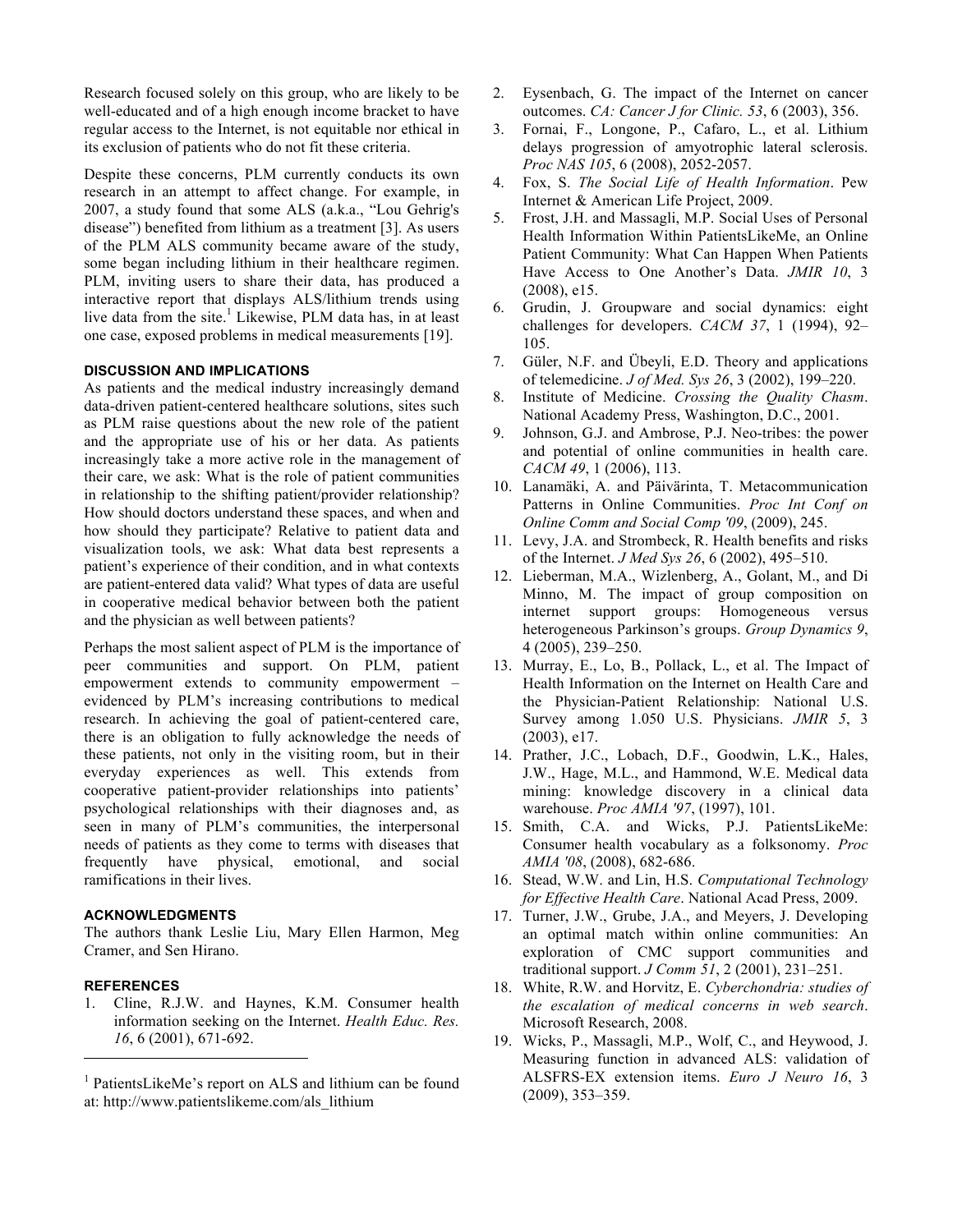Research focused solely on this group, who are likely to be well-educated and of a high enough income bracket to have regular access to the Internet, is not equitable nor ethical in its exclusion of patients who do not fit these criteria.

Despite these concerns, PLM currently conducts its own research in an attempt to affect change. For example, in 2007, a study found that some ALS (a.k.a., "Lou Gehrig's disease") benefited from lithium as a treatment [3]. As users of the PLM ALS community became aware of the study, some began including lithium in their healthcare regimen. PLM, inviting users to share their data, has produced a interactive report that displays ALS/lithium trends using live data from the site.[1] Likewise, PLM data has, in at least one case, exposed problems in medical measurements [19].

### DISCUSSION AND IMPLICATIONS

As patients and the medical industry increasingly demand data-driven patient-centered healthcare solutions, sites such as PLM raise questions about the new role of the patient and the appropriate use of his or her data. As patients increasingly take a more active role in the management of their care, we ask: What is the role of patient communities in relationship to the shifting patient/provider relationship? How should doctors understand these spaces, and when and how should they participate? Relative to patient data and visualization tools, we ask: What data best represents a patient's experience of their condition, and in what contexts are patient-entered data valid? What types of data are useful in cooperative medical behavior between both the patient and the physician as well between patients?

Perhaps the most salient aspect of PLM is the importance of peer communities and support. On PLM, patient empowerment extends to community empowerment – evidenced by PLM's increasing contributions to medical research. In achieving the goal of patient-centered care, there is an obligation to fully acknowledge the needs of these patients, not only in the visiting room, but in their everyday experiences as well. This extends from cooperative patient-provider relationships into patients' psychological relationships with their diagnoses and, as seen in many of PLM's communities, the interpersonal needs of patients as they come to terms with diseases that frequently have physical, emotional, and social ramifications in their lives.

### ACKNOWLEDGMENTS

The authors thank Leslie Liu, Mary Ellen Harmon, Meg Cramer, and Sen Hirano.

### REFERENCES

1. Cline, R.J.W. and Haynes, K.M. Consumer health information seeking on the Internet. *Health Educ. Res. 16*, 6 (2001), 671-692.
2. Eysenbach, G. The impact of the Internet on cancer outcomes. *CA: Cancer J for Clinic. 53*, 6 (2003), 356.
3. Fornai, F., Longone, P., Cafaro, L., et al. Lithium delays progression of amyotrophic lateral sclerosis. *Proc NAS 105*, 6 (2008), 2052-2057.
4. Fox, S. *The Social Life of Health Information*. Pew Internet & American Life Project, 2009.
5. Frost, J.H. and Massagli, M.P. Social Uses of Personal Health Information Within PatientsLikeMe, an Online Patient Community: What Can Happen When Patients Have Access to One Another's Data. *JMIR 10*, 3 (2008), e15.
6. Grudin, J. Groupware and social dynamics: eight challenges for developers. *CACM 37*, 1 (1994), 92–105.
7. Güler, N.F. and Übeyli, E.D. Theory and applications of telemedicine. *J of Med. Sys 26*, 3 (2002), 199–220.
8. Institute of Medicine. *Crossing the Quality Chasm*. National Academy Press, Washington, D.C., 2001.
9. Johnson, G.J. and Ambrose, P.J. Neo-tribes: the power and potential of online communities in health care. *CACM 49*, 1 (2006), 113.
10. Lanamäki, A. and Päivärinta, T. Metacommunication Patterns in Online Communities. *Proc Int Conf on Online Comm and Social Comp '09*, (2009), 245.
11. Levy, J.A. and Strombeck, R. Health benefits and risks of the Internet. *J Med Sys 26*, 6 (2002), 495–510.
12. Lieberman, M.A., Wizlenberg, A., Golant, M., and Di Minno, M. The impact of group composition on internet support groups: Homogeneous versus heterogeneous Parkinson's groups. *Group Dynamics 9*, 4 (2005), 239–250.
13. Murray, E., Lo, B., Pollack, L., et al. The Impact of Health Information on the Internet on Health Care and the Physician-Patient Relationship: National U.S. Survey among 1.050 U.S. Physicians. *JMIR 5*, 3 (2003), e17.
14. Prather, J.C., Lobach, D.F., Goodwin, L.K., Hales, J.W., Hage, M.L., and Hammond, W.E. Medical data mining: knowledge discovery in a clinical data warehouse. *Proc AMIA '97*, (1997), 101.
15. Smith, C.A. and Wicks, P.J. PatientsLikeMe: Consumer health vocabulary as a folksonomy. *Proc AMIA '08*, (2008), 682-686.
16. Stead, W.W. and Lin, H.S. *Computational Technology for Effective Health Care*. National Acad Press, 2009.
17. Turner, J.W., Grube, J.A., and Meyers, J. Developing an optimal match within online communities: An exploration of CMC support communities and traditional support. *J Comm 51*, 2 (2001), 231–251.
18. White, R.W. and Horvitz, E. *Cyberchondria: studies of the escalation of medical concerns in web search*. Microsoft Research, 2008.
19. Wicks, P., Massagli, M.P., Wolf, C., and Heywood, J. Measuring function in advanced ALS: validation of ALSFRS-EX extension items. *Euro J Neuro 16*, 3 (2009), 353–359.

---

[1] PatientsLikeMe's report on ALS and lithium can be found at: http://www.patientslikeme.com/als_lithium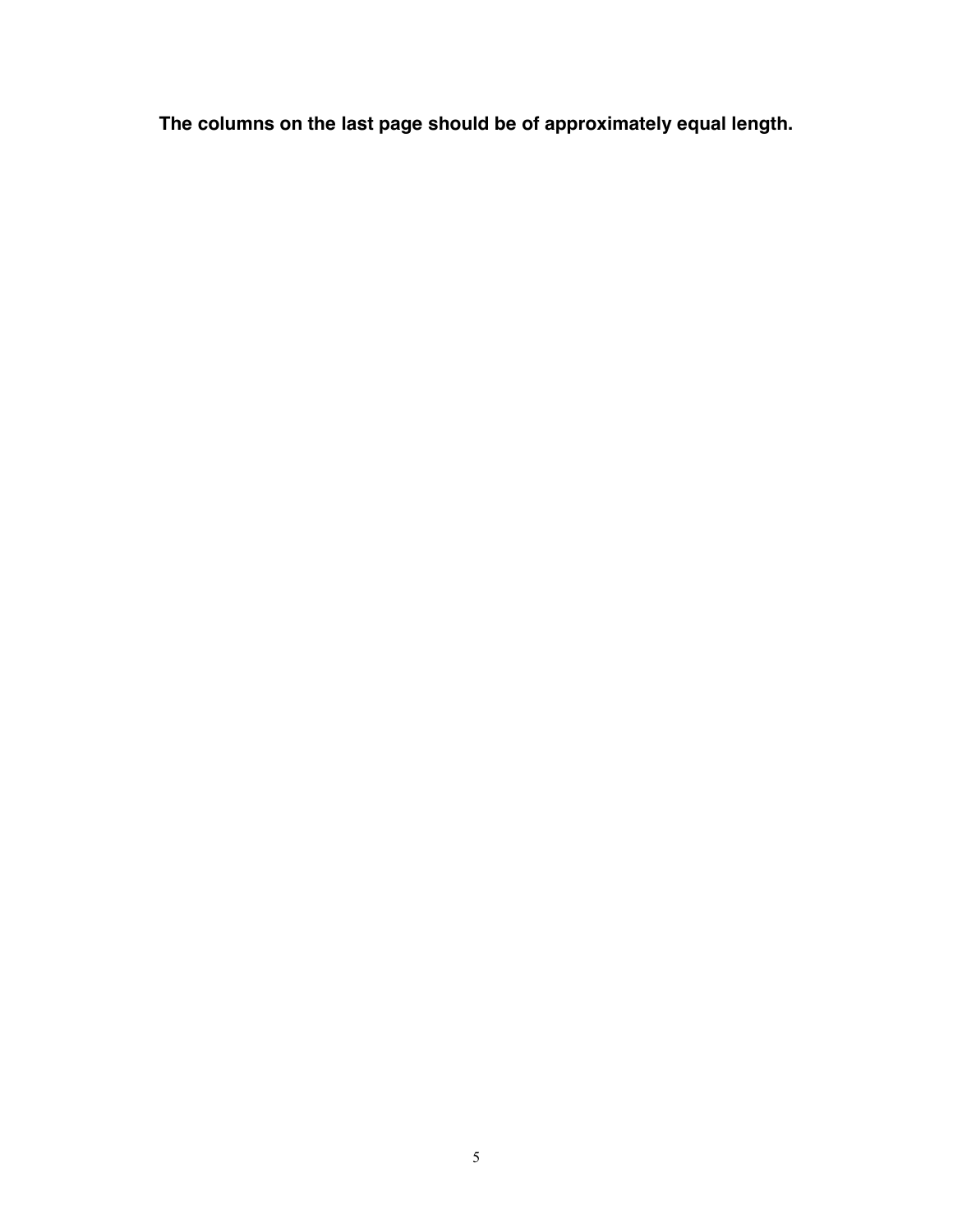**The columns on the last page should be of approximately equal length.**